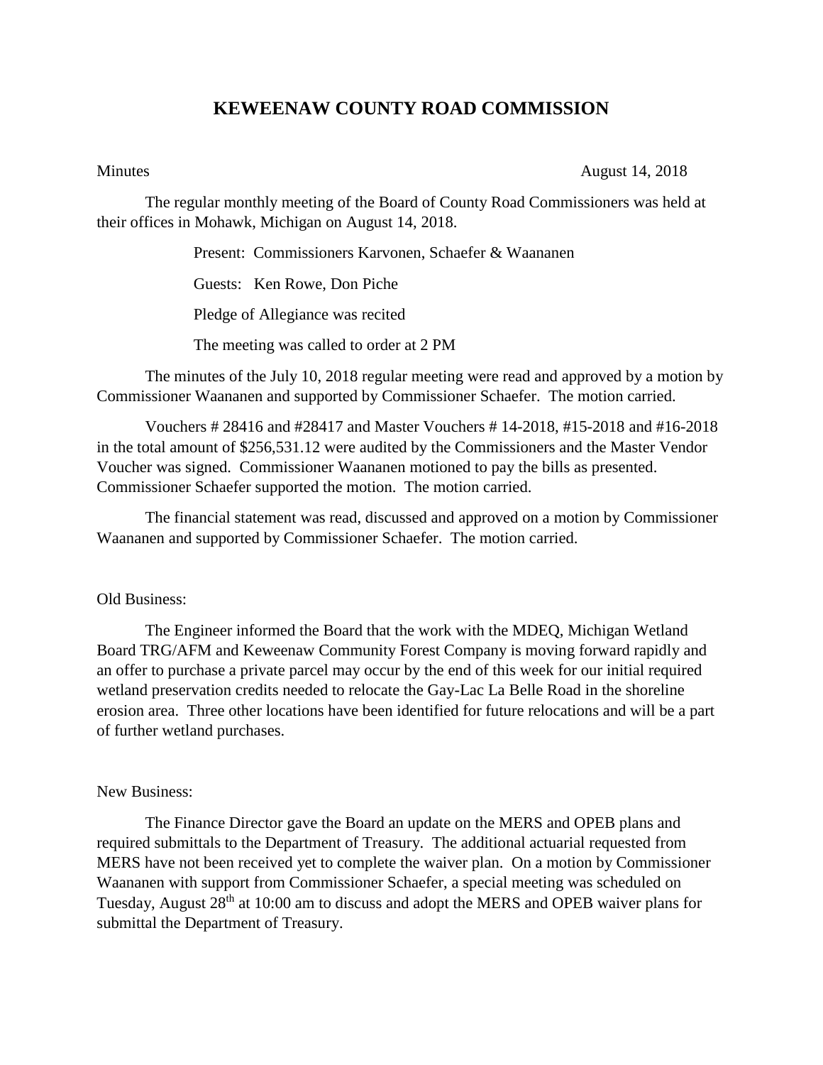# KEWEENAW COUNTY ROAD COMMISSION

Minutes August 14, 2018

The regular monthly meeting of the Board of County Road Commissioners was held at their offices in Mohawk, Michigan on August 14, 2018.

Present: Commissioners Karvonen, Schaefer & Waananen

Guests: Ken Rowe, Don Piche

Pledge of Allegiance was recited

The meeting was called to order at 2 PM

The minutes of the July 10, 2018 regular meeting were read and approved by a motion by Commissioner Waananen and supported by Commissioner Schaefer. The motion carried.

Vouchers # 28416 and #28417 and Master Vouchers # 14-2018, #15-2018 and #16-2018 in the total amount of $256,531.12 were audited by the Commissioners and the Master Vendor Voucher was signed. Commissioner Waananen motioned to pay the bills as presented. Commissioner Schaefer supported the motion. The motion carried.

The financial statement was read, discussed and approved on a motion by Commissioner Waananen and supported by Commissioner Schaefer. The motion carried.

Old Business:

The Engineer informed the Board that the work with the MDEQ, Michigan Wetland Board TRG/AFM and Keweenaw Community Forest Company is moving forward rapidly and an offer to purchase a private parcel may occur by the end of this week for our initial required wetland preservation credits needed to relocate the Gay-Lac La Belle Road in the shoreline erosion area. Three other locations have been identified for future relocations and will be a part of further wetland purchases.

New Business:

The Finance Director gave the Board an update on the MERS and OPEB plans and required submittals to the Department of Treasury. The additional actuarial requested from MERS have not been received yet to complete the waiver plan. On a motion by Commissioner Waananen with support from Commissioner Schaefer, a special meeting was scheduled on Tuesday, August 28th at 10:00 am to discuss and adopt the MERS and OPEB waiver plans for submittal the Department of Treasury.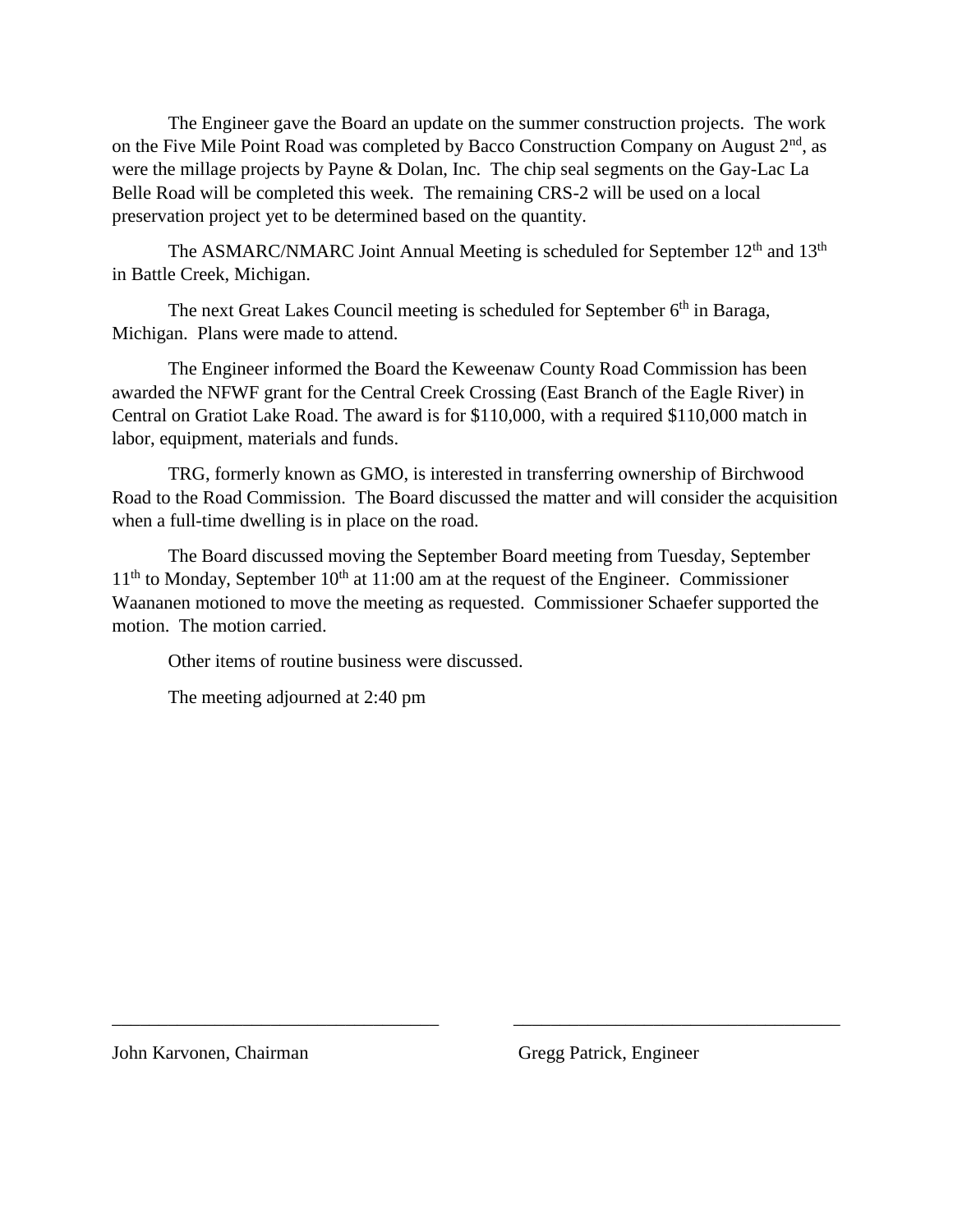The Engineer gave the Board an update on the summer construction projects. The work on the Five Mile Point Road was completed by Bacco Construction Company on August 2nd, as were the millage projects by Payne & Dolan, Inc. The chip seal segments on the Gay-Lac La Belle Road will be completed this week. The remaining CRS-2 will be used on a local preservation project yet to be determined based on the quantity.

The ASMARC/NMARC Joint Annual Meeting is scheduled for September 12th and 13th in Battle Creek, Michigan.

The next Great Lakes Council meeting is scheduled for September 6th in Baraga, Michigan. Plans were made to attend.

The Engineer informed the Board the Keweenaw County Road Commission has been awarded the NFWF grant for the Central Creek Crossing (East Branch of the Eagle River) in Central on Gratiot Lake Road. The award is for $110,000, with a required $110,000 match in labor, equipment, materials and funds.

TRG, formerly known as GMO, is interested in transferring ownership of Birchwood Road to the Road Commission. The Board discussed the matter and will consider the acquisition when a full-time dwelling is in place on the road.

The Board discussed moving the September Board meeting from Tuesday, September 11th to Monday, September 10th at 11:00 am at the request of the Engineer. Commissioner Waananen motioned to move the meeting as requested. Commissioner Schaefer supported the motion. The motion carried.

Other items of routine business were discussed.

The meeting adjourned at 2:40 pm

\_\_\_\_\_\_\_\_\_\_\_\_\_\_\_\_\_\_\_\_\_\_\_\_\_\_\_\_\_\_\_\_\_\_\_\_ \_\_\_\_\_\_\_\_\_\_\_\_\_\_\_\_\_\_\_\_\_\_\_\_\_\_\_\_\_\_\_\_\_\_\_\_

John Karvonen, Chairman Gregg Patrick, Engineer